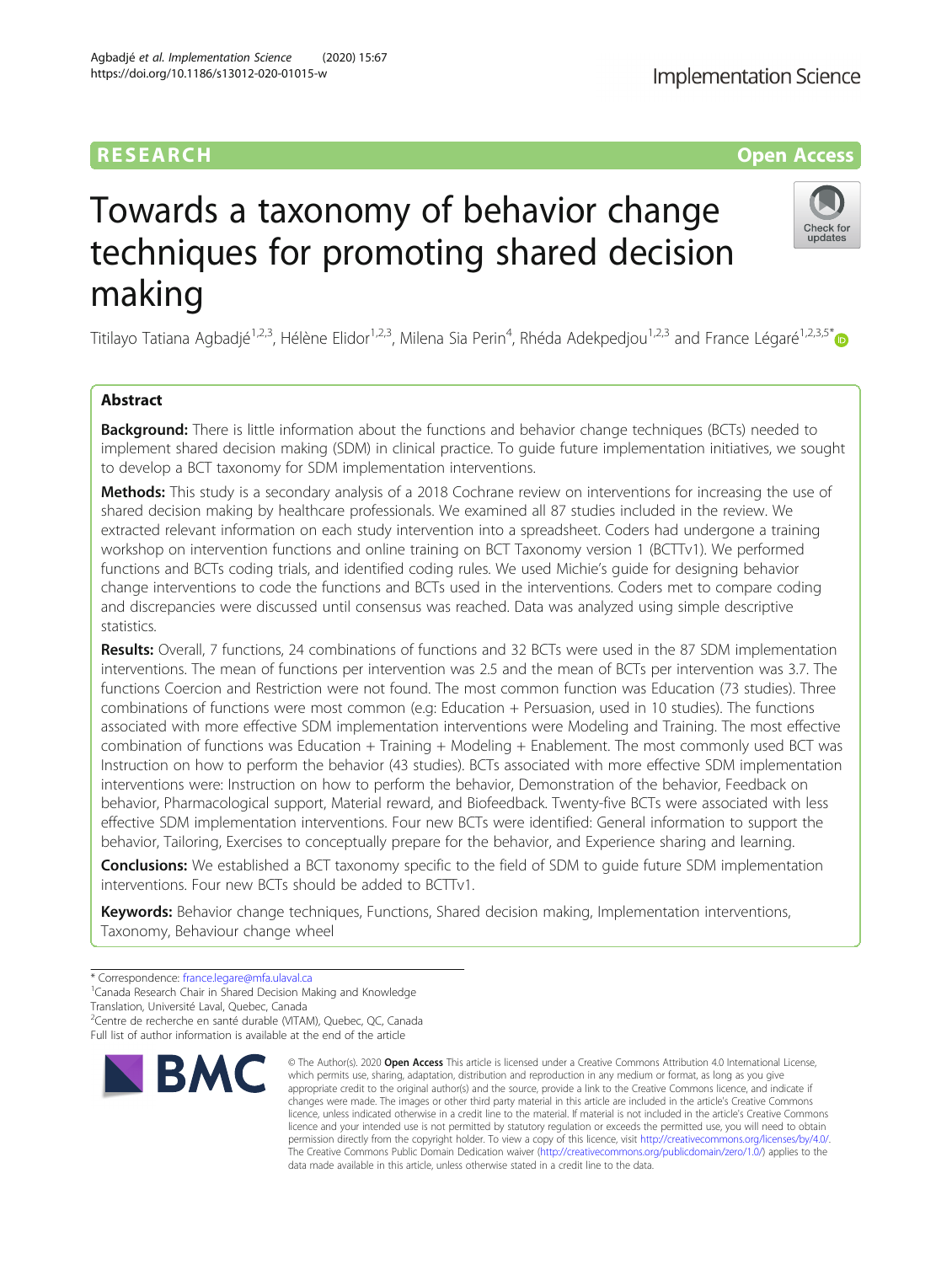RESEARCH

Open Access

# Towards a taxonomy of behavior change techniques for promoting shared decision making

Titilayo Tatiana Agbadjé[1,2,3], Hélène Elidor[1,2,3], Milena Sia Perin[4], Rhéda Adekpedjou[1,2,3] and France Légaré[1,2,3,5*]

## Abstract

**Background:** There is little information about the functions and behavior change techniques (BCTs) needed to implement shared decision making (SDM) in clinical practice. To guide future implementation initiatives, we sought to develop a BCT taxonomy for SDM implementation interventions.

**Methods:** This study is a secondary analysis of a 2018 Cochrane review on interventions for increasing the use of shared decision making by healthcare professionals. We examined all 87 studies included in the review. We extracted relevant information on each study intervention into a spreadsheet. Coders had undergone a training workshop on intervention functions and online training on BCT Taxonomy version 1 (BCTTv1). We performed functions and BCTs coding trials, and identified coding rules. We used Michie's guide for designing behavior change interventions to code the functions and BCTs used in the interventions. Coders met to compare coding and discrepancies were discussed until consensus was reached. Data was analyzed using simple descriptive statistics.

**Results:** Overall, 7 functions, 24 combinations of functions and 32 BCTs were used in the 87 SDM implementation interventions. The mean of functions per intervention was 2.5 and the mean of BCTs per intervention was 3.7. The functions Coercion and Restriction were not found. The most common function was Education (73 studies). Three combinations of functions were most common (e.g: Education + Persuasion, used in 10 studies). The functions associated with more effective SDM implementation interventions were Modeling and Training. The most effective combination of functions was Education + Training + Modeling + Enablement. The most commonly used BCT was Instruction on how to perform the behavior (43 studies). BCTs associated with more effective SDM implementation interventions were: Instruction on how to perform the behavior, Demonstration of the behavior, Feedback on behavior, Pharmacological support, Material reward, and Biofeedback. Twenty-five BCTs were associated with less effective SDM implementation interventions. Four new BCTs were identified: General information to support the behavior, Tailoring, Exercises to conceptually prepare for the behavior, and Experience sharing and learning.

**Conclusions:** We established a BCT taxonomy specific to the field of SDM to guide future SDM implementation interventions. Four new BCTs should be added to BCTTv1.

**Keywords:** Behavior change techniques, Functions, Shared decision making, Implementation interventions, Taxonomy, Behaviour change wheel

---

* Correspondence: france.legare@mfa.ulaval.ca
[1]Canada Research Chair in Shared Decision Making and Knowledge Translation, Université Laval, Quebec, Canada
[2]Centre de recherche en santé durable (VITAM), Quebec, QC, Canada
Full list of author information is available at the end of the article

© The Author(s). 2020 **Open Access** This article is licensed under a Creative Commons Attribution 4.0 International License, which permits use, sharing, adaptation, distribution and reproduction in any medium or format, as long as you give appropriate credit to the original author(s) and the source, provide a link to the Creative Commons licence, and indicate if changes were made. The images or other third party material in this article are included in the article's Creative Commons licence, unless indicated otherwise in a credit line to the material. If material is not included in the article's Creative Commons licence and your intended use is not permitted by statutory regulation or exceeds the permitted use, you will need to obtain permission directly from the copyright holder. To view a copy of this licence, visit http://creativecommons.org/licenses/by/4.0/. The Creative Commons Public Domain Dedication waiver (http://creativecommons.org/publicdomain/zero/1.0/) applies to the data made available in this article, unless otherwise stated in a credit line to the data.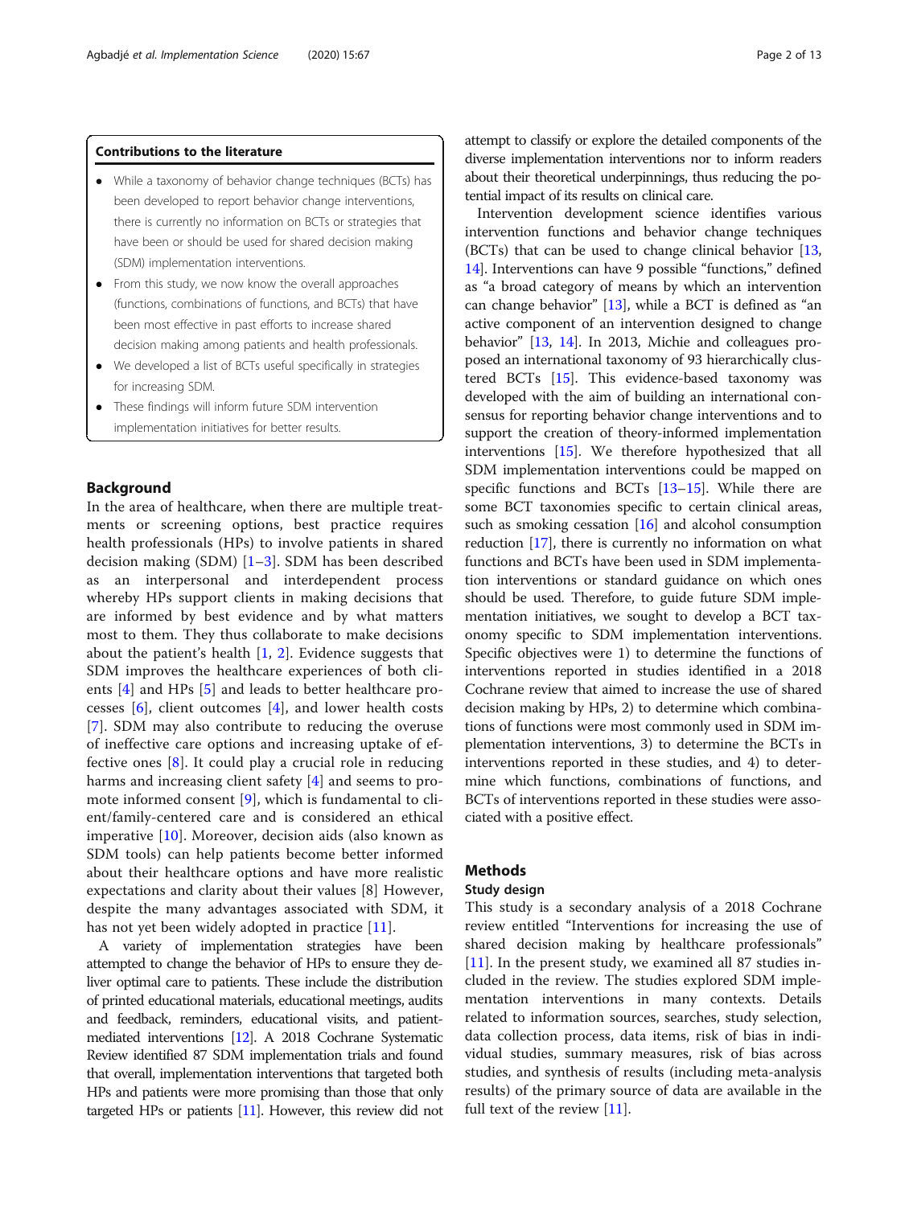### Contributions to the literature

- While a taxonomy of behavior change techniques (BCTs) has been developed to report behavior change interventions, there is currently no information on BCTs or strategies that have been or should be used for shared decision making (SDM) implementation interventions.
- From this study, we now know the overall approaches (functions, combinations of functions, and BCTs) that have been most effective in past efforts to increase shared decision making among patients and health professionals.
- We developed a list of BCTs useful specifically in strategies for increasing SDM.
- These findings will inform future SDM intervention implementation initiatives for better results.

## Background

In the area of healthcare, when there are multiple treatments or screening options, best practice requires health professionals (HPs) to involve patients in shared decision making (SDM) [1–3]. SDM has been described as an interpersonal and interdependent process whereby HPs support clients in making decisions that are informed by best evidence and by what matters most to them. They thus collaborate to make decisions about the patient's health [1, 2]. Evidence suggests that SDM improves the healthcare experiences of both clients [4] and HPs [5] and leads to better healthcare processes [6], client outcomes [4], and lower health costs [7]. SDM may also contribute to reducing the overuse of ineffective care options and increasing uptake of effective ones [8]. It could play a crucial role in reducing harms and increasing client safety [4] and seems to promote informed consent [9], which is fundamental to client/family-centered care and is considered an ethical imperative [10]. Moreover, decision aids (also known as SDM tools) can help patients become better informed about their healthcare options and have more realistic expectations and clarity about their values [8] However, despite the many advantages associated with SDM, it has not yet been widely adopted in practice [11].

A variety of implementation strategies have been attempted to change the behavior of HPs to ensure they deliver optimal care to patients. These include the distribution of printed educational materials, educational meetings, audits and feedback, reminders, educational visits, and patient-mediated interventions [12]. A 2018 Cochrane Systematic Review identified 87 SDM implementation trials and found that overall, implementation interventions that targeted both HPs and patients were more promising than those that only targeted HPs or patients [11]. However, this review did not attempt to classify or explore the detailed components of the diverse implementation interventions nor to inform readers about their theoretical underpinnings, thus reducing the potential impact of its results on clinical care.

Intervention development science identifies various intervention functions and behavior change techniques (BCTs) that can be used to change clinical behavior [13, 14]. Interventions can have 9 possible "functions," defined as "a broad category of means by which an intervention can change behavior" [13], while a BCT is defined as "an active component of an intervention designed to change behavior" [13, 14]. In 2013, Michie and colleagues proposed an international taxonomy of 93 hierarchically clustered BCTs [15]. This evidence-based taxonomy was developed with the aim of building an international consensus for reporting behavior change interventions and to support the creation of theory-informed implementation interventions [15]. We therefore hypothesized that all SDM implementation interventions could be mapped on specific functions and BCTs [13–15]. While there are some BCT taxonomies specific to certain clinical areas, such as smoking cessation [16] and alcohol consumption reduction [17], there is currently no information on what functions and BCTs have been used in SDM implementation interventions or standard guidance on which ones should be used. Therefore, to guide future SDM implementation initiatives, we sought to develop a BCT taxonomy specific to SDM implementation interventions. Specific objectives were 1) to determine the functions of interventions reported in studies identified in a 2018 Cochrane review that aimed to increase the use of shared decision making by HPs, 2) to determine which combinations of functions were most commonly used in SDM implementation interventions, 3) to determine the BCTs in interventions reported in these studies, and 4) to determine which functions, combinations of functions, and BCTs of interventions reported in these studies were associated with a positive effect.

## Methods

### Study design

This study is a secondary analysis of a 2018 Cochrane review entitled "Interventions for increasing the use of shared decision making by healthcare professionals" [11]. In the present study, we examined all 87 studies included in the review. The studies explored SDM implementation interventions in many contexts. Details related to information sources, searches, study selection, data collection process, data items, risk of bias in individual studies, summary measures, risk of bias across studies, and synthesis of results (including meta-analysis results) of the primary source of data are available in the full text of the review [11].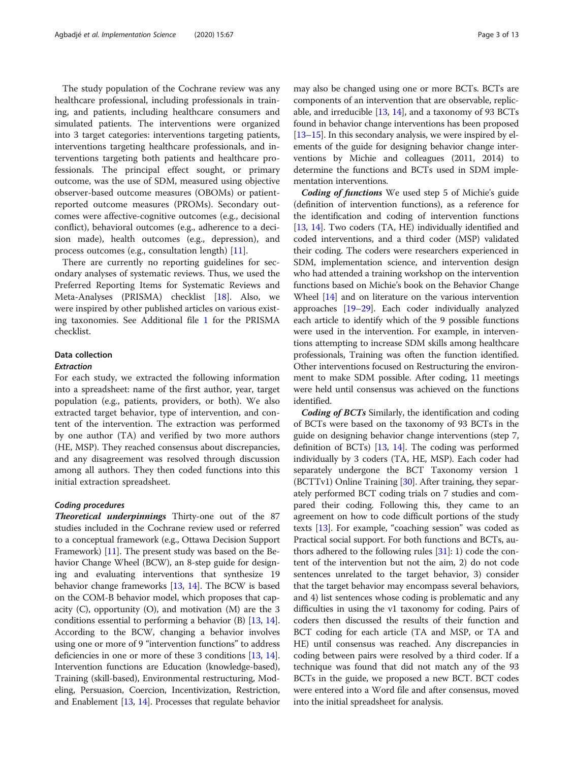The study population of the Cochrane review was any healthcare professional, including professionals in training, and patients, including healthcare consumers and simulated patients. The interventions were organized into 3 target categories: interventions targeting patients, interventions targeting healthcare professionals, and interventions targeting both patients and healthcare professionals. The principal effect sought, or primary outcome, was the use of SDM, measured using objective observer-based outcome measures (OBOMs) or patient-reported outcome measures (PROMs). Secondary outcomes were affective-cognitive outcomes (e.g., decisional conflict), behavioral outcomes (e.g., adherence to a decision made), health outcomes (e.g., depression), and process outcomes (e.g., consultation length) [11].

There are currently no reporting guidelines for secondary analyses of systematic reviews. Thus, we used the Preferred Reporting Items for Systematic Reviews and Meta-Analyses (PRISMA) checklist [18]. Also, we were inspired by other published articles on various existing taxonomies. See Additional file 1 for the PRISMA checklist.

## Data collection

### Extraction

For each study, we extracted the following information into a spreadsheet: name of the first author, year, target population (e.g., patients, providers, or both). We also extracted target behavior, type of intervention, and content of the intervention. The extraction was performed by one author (TA) and verified by two more authors (HE, MSP). They reached consensus about discrepancies, and any disagreement was resolved through discussion among all authors. They then coded functions into this initial extraction spreadsheet.

### Coding procedures

***Theoretical underpinnings*** Thirty-one out of the 87 studies included in the Cochrane review used or referred to a conceptual framework (e.g., Ottawa Decision Support Framework) [11]. The present study was based on the Behavior Change Wheel (BCW), an 8-step guide for designing and evaluating interventions that synthesize 19 behavior change frameworks [13, 14]. The BCW is based on the COM-B behavior model, which proposes that capacity (C), opportunity (O), and motivation (M) are the 3 conditions essential to performing a behavior (B) [13, 14]. According to the BCW, changing a behavior involves using one or more of 9 "intervention functions" to address deficiencies in one or more of these 3 conditions [13, 14]. Intervention functions are Education (knowledge-based), Training (skill-based), Environmental restructuring, Modeling, Persuasion, Coercion, Incentivization, Restriction, and Enablement [13, 14]. Processes that regulate behavior may also be changed using one or more BCTs. BCTs are components of an intervention that are observable, replicable, and irreducible [13, 14], and a taxonomy of 93 BCTs found in behavior change interventions has been proposed [13–15]. In this secondary analysis, we were inspired by elements of the guide for designing behavior change interventions by Michie and colleagues (2011, 2014) to determine the functions and BCTs used in SDM implementation interventions.

***Coding of functions*** We used step 5 of Michie's guide (definition of intervention functions), as a reference for the identification and coding of intervention functions [13, 14]. Two coders (TA, HE) individually identified and coded interventions, and a third coder (MSP) validated their coding. The coders were researchers experienced in SDM, implementation science, and intervention design who had attended a training workshop on the intervention functions based on Michie's book on the Behavior Change Wheel [14] and on literature on the various intervention approaches [19–29]. Each coder individually analyzed each article to identify which of the 9 possible functions were used in the intervention. For example, in interventions attempting to increase SDM skills among healthcare professionals, Training was often the function identified. Other interventions focused on Restructuring the environment to make SDM possible. After coding, 11 meetings were held until consensus was achieved on the functions identified.

***Coding of BCTs*** Similarly, the identification and coding of BCTs were based on the taxonomy of 93 BCTs in the guide on designing behavior change interventions (step 7, definition of BCTs) [13, 14]. The coding was performed individually by 3 coders (TA, HE, MSP). Each coder had separately undergone the BCT Taxonomy version 1 (BCTTv1) Online Training [30]. After training, they separately performed BCT coding trials on 7 studies and compared their coding. Following this, they came to an agreement on how to code difficult portions of the study texts [13]. For example, "coaching session" was coded as Practical social support. For both functions and BCTs, authors adhered to the following rules [31]: 1) code the content of the intervention but not the aim, 2) do not code sentences unrelated to the target behavior, 3) consider that the target behavior may encompass several behaviors, and 4) list sentences whose coding is problematic and any difficulties in using the v1 taxonomy for coding. Pairs of coders then discussed the results of their function and BCT coding for each article (TA and MSP, or TA and HE) until consensus was reached. Any discrepancies in coding between pairs were resolved by a third coder. If a technique was found that did not match any of the 93 BCTs in the guide, we proposed a new BCT. BCT codes were entered into a Word file and after consensus, moved into the initial spreadsheet for analysis.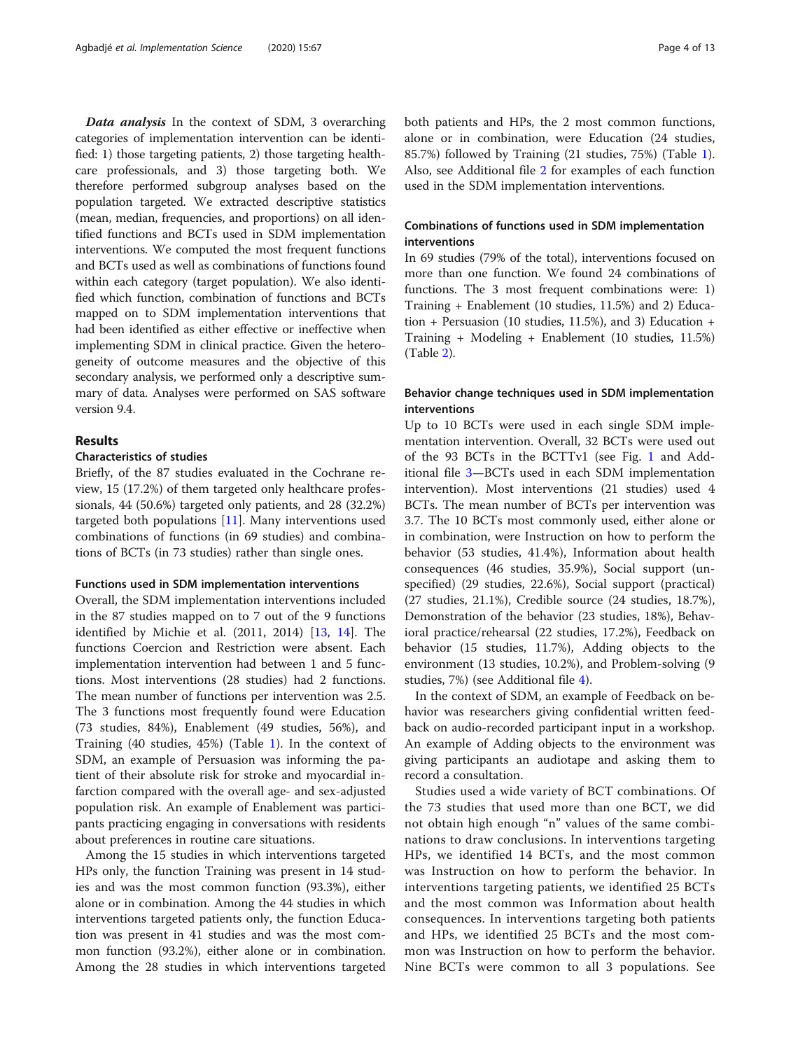***Data analysis*** In the context of SDM, 3 overarching categories of implementation intervention can be identified: 1) those targeting patients, 2) those targeting healthcare professionals, and 3) those targeting both. We therefore performed subgroup analyses based on the population targeted. We extracted descriptive statistics (mean, median, frequencies, and proportions) on all identified functions and BCTs used in SDM implementation interventions. We computed the most frequent functions and BCTs used as well as combinations of functions found within each category (target population). We also identified which function, combination of functions and BCTs mapped on to SDM implementation interventions that had been identified as either effective or ineffective when implementing SDM in clinical practice. Given the heterogeneity of outcome measures and the objective of this secondary analysis, we performed only a descriptive summary of data. Analyses were performed on SAS software version 9.4.

## Results

### Characteristics of studies

Briefly, of the 87 studies evaluated in the Cochrane review, 15 (17.2%) of them targeted only healthcare professionals, 44 (50.6%) targeted only patients, and 28 (32.2%) targeted both populations [11]. Many interventions used combinations of functions (in 69 studies) and combinations of BCTs (in 73 studies) rather than single ones.

#### Functions used in SDM implementation interventions

Overall, the SDM implementation interventions included in the 87 studies mapped on to 7 out of the 9 functions identified by Michie et al. (2011, 2014) [13, 14]. The functions Coercion and Restriction were absent. Each implementation intervention had between 1 and 5 functions. Most interventions (28 studies) had 2 functions. The mean number of functions per intervention was 2.5. The 3 functions most frequently found were Education (73 studies, 84%), Enablement (49 studies, 56%), and Training (40 studies, 45%) (Table 1). In the context of SDM, an example of Persuasion was informing the patient of their absolute risk for stroke and myocardial infarction compared with the overall age- and sex-adjusted population risk. An example of Enablement was participants practicing engaging in conversations with residents about preferences in routine care situations.

Among the 15 studies in which interventions targeted HPs only, the function Training was present in 14 studies and was the most common function (93.3%), either alone or in combination. Among the 44 studies in which interventions targeted patients only, the function Education was present in 41 studies and was the most common function (93.2%), either alone or in combination. Among the 28 studies in which interventions targeted both patients and HPs, the 2 most common functions, alone or in combination, were Education (24 studies, 85.7%) followed by Training (21 studies, 75%) (Table 1). Also, see Additional file 2 for examples of each function used in the SDM implementation interventions.

### Combinations of functions used in SDM implementation interventions

In 69 studies (79% of the total), interventions focused on more than one function. We found 24 combinations of functions. The 3 most frequent combinations were: 1) Training + Enablement (10 studies, 11.5%) and 2) Education + Persuasion (10 studies, 11.5%), and 3) Education + Training + Modeling + Enablement (10 studies, 11.5%) (Table 2).

### Behavior change techniques used in SDM implementation interventions

Up to 10 BCTs were used in each single SDM implementation intervention. Overall, 32 BCTs were used out of the 93 BCTs in the BCTTv1 (see Fig. 1 and Additional file 3—BCTs used in each SDM implementation intervention). Most interventions (21 studies) used 4 BCTs. The mean number of BCTs per intervention was 3.7. The 10 BCTs most commonly used, either alone or in combination, were Instruction on how to perform the behavior (53 studies, 41.4%), Information about health consequences (46 studies, 35.9%), Social support (unspecified) (29 studies, 22.6%), Social support (practical) (27 studies, 21.1%), Credible source (24 studies, 18.7%), Demonstration of the behavior (23 studies, 18%), Behavioral practice/rehearsal (22 studies, 17.2%), Feedback on behavior (15 studies, 11.7%), Adding objects to the environment (13 studies, 10.2%), and Problem-solving (9 studies, 7%) (see Additional file 4).

In the context of SDM, an example of Feedback on behavior was researchers giving confidential written feedback on audio-recorded participant input in a workshop. An example of Adding objects to the environment was giving participants an audiotape and asking them to record a consultation.

Studies used a wide variety of BCT combinations. Of the 73 studies that used more than one BCT, we did not obtain high enough "n" values of the same combinations to draw conclusions. In interventions targeting HPs, we identified 14 BCTs, and the most common was Instruction on how to perform the behavior. In interventions targeting patients, we identified 25 BCTs and the most common was Information about health consequences. In interventions targeting both patients and HPs, we identified 25 BCTs and the most common was Instruction on how to perform the behavior. Nine BCTs were common to all 3 populations. See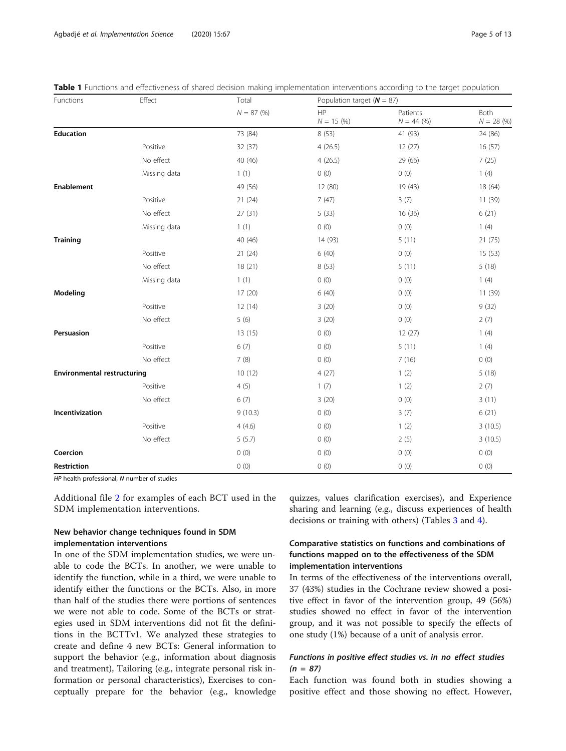**Table 1** Functions and effectiveness of shared decision making implementation interventions according to the target population

| Functions | Effect | Total | Population target (***N*** = 87) | | |
|---|---|---|---|---|---|
| | | *N* = 87 (%) | HP *N* = 15 (%) | Patients *N* = 44 (%) | Both *N* = 28 (%) |
| **Education** | | 73 (84) | 8 (53) | 41 (93) | 24 (86) |
| | Positive | 32 (37) | 4 (26.5) | 12 (27) | 16 (57) |
| | No effect | 40 (46) | 4 (26.5) | 29 (66) | 7 (25) |
| | Missing data | 1 (1) | 0 (0) | 0 (0) | 1 (4) |
| **Enablement** | | 49 (56) | 12 (80) | 19 (43) | 18 (64) |
| | Positive | 21 (24) | 7 (47) | 3 (7) | 11 (39) |
| | No effect | 27 (31) | 5 (33) | 16 (36) | 6 (21) |
| | Missing data | 1 (1) | 0 (0) | 0 (0) | 1 (4) |
| **Training** | | 40 (46) | 14 (93) | 5 (11) | 21 (75) |
| | Positive | 21 (24) | 6 (40) | 0 (0) | 15 (53) |
| | No effect | 18 (21) | 8 (53) | 5 (11) | 5 (18) |
| | Missing data | 1 (1) | 0 (0) | 0 (0) | 1 (4) |
| **Modeling** | | 17 (20) | 6 (40) | 0 (0) | 11 (39) |
| | Positive | 12 (14) | 3 (20) | 0 (0) | 9 (32) |
| | No effect | 5 (6) | 3 (20) | 0 (0) | 2 (7) |
| **Persuasion** | | 13 (15) | 0 (0) | 12 (27) | 1 (4) |
| | Positive | 6 (7) | 0 (0) | 5 (11) | 1 (4) |
| | No effect | 7 (8) | 0 (0) | 7 (16) | 0 (0) |
| **Environmental restructuring** | | 10 (12) | 4 (27) | 1 (2) | 5 (18) |
| | Positive | 4 (5) | 1 (7) | 1 (2) | 2 (7) |
| | No effect | 6 (7) | 3 (20) | 0 (0) | 3 (11) |
| **Incentivization** | | 9 (10.3) | 0 (0) | 3 (7) | 6 (21) |
| | Positive | 4 (4.6) | 0 (0) | 1 (2) | 3 (10.5) |
| | No effect | 5 (5.7) | 0 (0) | 2 (5) | 3 (10.5) |
| **Coercion** | | 0 (0) | 0 (0) | 0 (0) | 0 (0) |
| **Restriction** | | 0 (0) | 0 (0) | 0 (0) | 0 (0) |

*HP* health professional, *N* number of studies

Additional file 2 for examples of each BCT used in the SDM implementation interventions.

### New behavior change techniques found in SDM implementation interventions

In one of the SDM implementation studies, we were unable to code the BCTs. In another, we were unable to identify the function, while in a third, we were unable to identify either the functions or the BCTs. Also, in more than half of the studies there were portions of sentences we were not able to code. Some of the BCTs or strategies used in SDM interventions did not fit the definitions in the BCTTv1. We analyzed these strategies to create and define 4 new BCTs: General information to support the behavior (e.g., information about diagnosis and treatment), Tailoring (e.g., integrate personal risk information or personal characteristics), Exercises to conceptually prepare for the behavior (e.g., knowledge quizzes, values clarification exercises), and Experience sharing and learning (e.g., discuss experiences of health decisions or training with others) (Tables 3 and 4).

### Comparative statistics on functions and combinations of functions mapped on to the effectiveness of the SDM implementation interventions

In terms of the effectiveness of the interventions overall, 37 (43%) studies in the Cochrane review showed a positive effect in favor of the intervention group, 49 (56%) studies showed no effect in favor of the intervention group, and it was not possible to specify the effects of one study (1%) because of a unit of analysis error.

#### *Functions in positive effect studies vs. in no effect studies (n = 87)*

Each function was found both in studies showing a positive effect and those showing no effect. However,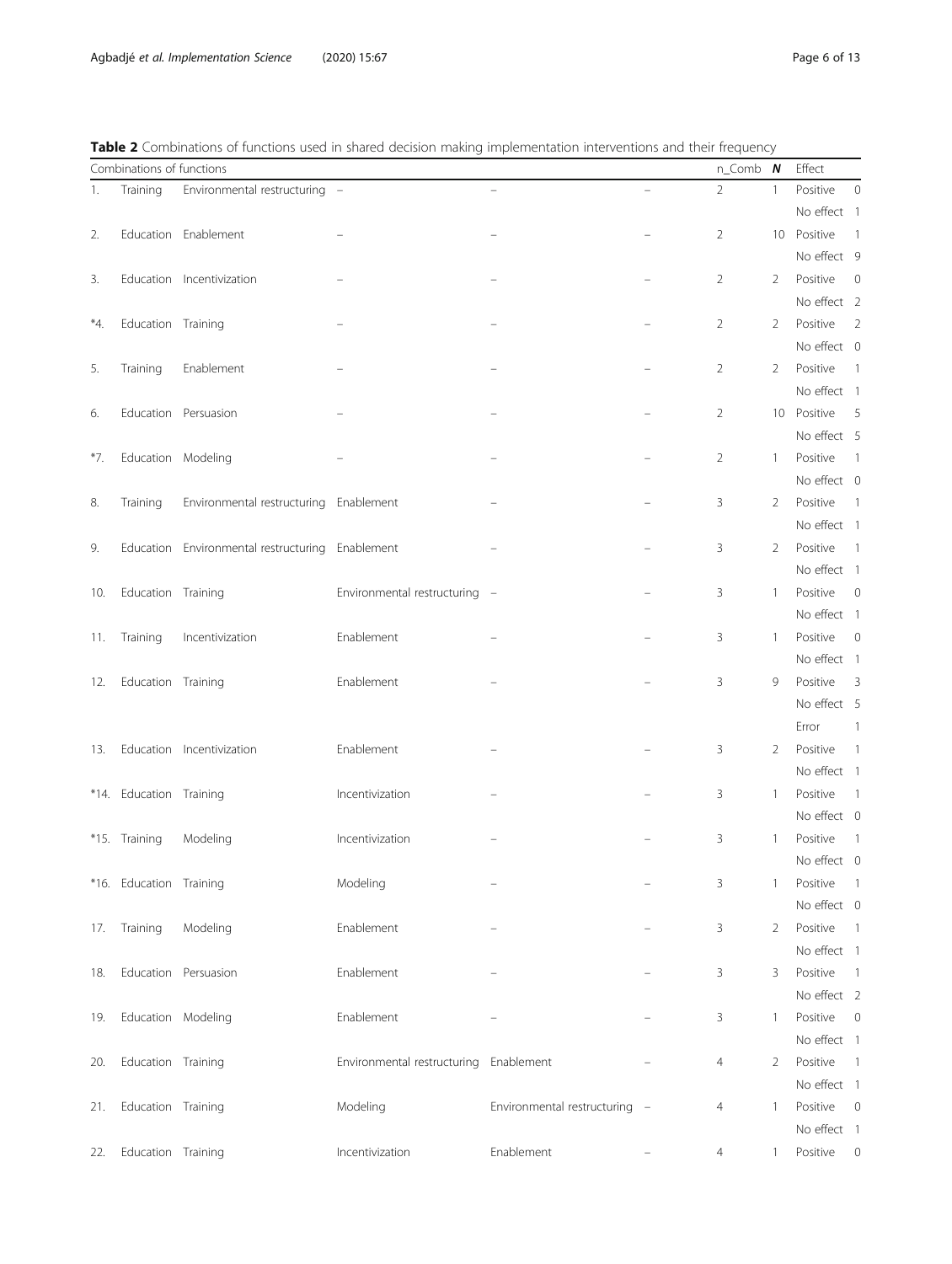**Table 2** Combinations of functions used in shared decision making implementation interventions and their frequency

| | Combinations of functions | | | | | n_Comb | **N** | Effect | |
|---|---|---|---|---|---|---|---|---|---|
| 1. | Training | Environmental restructuring | – | – | – | 2 | 1 | Positive | 0 |
| | | | | | | | | No effect | 1 |
| 2. | Education | Enablement | – | – | – | 2 | 10 | Positive | 1 |
| | | | | | | | | No effect | 9 |
| 3. | Education | Incentivization | – | – | – | 2 | 2 | Positive | 0 |
| | | | | | | | | No effect | 2 |
| *4. | Education | Training | – | – | – | 2 | 2 | Positive | 2 |
| | | | | | | | | No effect | 0 |
| 5. | Training | Enablement | – | – | – | 2 | 2 | Positive | 1 |
| | | | | | | | | No effect | 1 |
| 6. | Education | Persuasion | – | – | – | 2 | 10 | Positive | 5 |
| | | | | | | | | No effect | 5 |
| *7. | Education | Modeling | – | – | – | 2 | 1 | Positive | 1 |
| | | | | | | | | No effect | 0 |
| 8. | Training | Environmental restructuring | Enablement | – | – | 3 | 2 | Positive | 1 |
| | | | | | | | | No effect | 1 |
| 9. | Education | Environmental restructuring | Enablement | – | – | 3 | 2 | Positive | 1 |
| | | | | | | | | No effect | 1 |
| 10. | Education | Training | Environmental restructuring | – | – | 3 | 1 | Positive | 0 |
| | | | | | | | | No effect | 1 |
| 11. | Training | Incentivization | Enablement | – | – | 3 | 1 | Positive | 0 |
| | | | | | | | | No effect | 1 |
| 12. | Education | Training | Enablement | – | – | 3 | 9 | Positive | 3 |
| | | | | | | | | No effect | 5 |
| | | | | | | | | Error | 1 |
| 13. | Education | Incentivization | Enablement | – | – | 3 | 2 | Positive | 1 |
| | | | | | | | | No effect | 1 |
| *14. | Education | Training | Incentivization | – | – | 3 | 1 | Positive | 1 |
| | | | | | | | | No effect | 0 |
| *15. | Training | Modeling | Incentivization | – | – | 3 | 1 | Positive | 1 |
| | | | | | | | | No effect | 0 |
| *16. | Education | Training | Modeling | – | – | 3 | 1 | Positive | 1 |
| | | | | | | | | No effect | 0 |
| 17. | Training | Modeling | Enablement | – | – | 3 | 2 | Positive | 1 |
| | | | | | | | | No effect | 1 |
| 18. | Education | Persuasion | Enablement | – | – | 3 | 3 | Positive | 1 |
| | | | | | | | | No effect | 2 |
| 19. | Education | Modeling | Enablement | – | – | 3 | 1 | Positive | 0 |
| | | | | | | | | No effect | 1 |
| 20. | Education | Training | Environmental restructuring | Enablement | – | 4 | 2 | Positive | 1 |
| | | | | | | | | No effect | 1 |
| 21. | Education | Training | Modeling | Environmental restructuring | – | 4 | 1 | Positive | 0 |
| | | | | | | | | No effect | 1 |
| 22. | Education | Training | Incentivization | Enablement | – | 4 | 1 | Positive | 0 |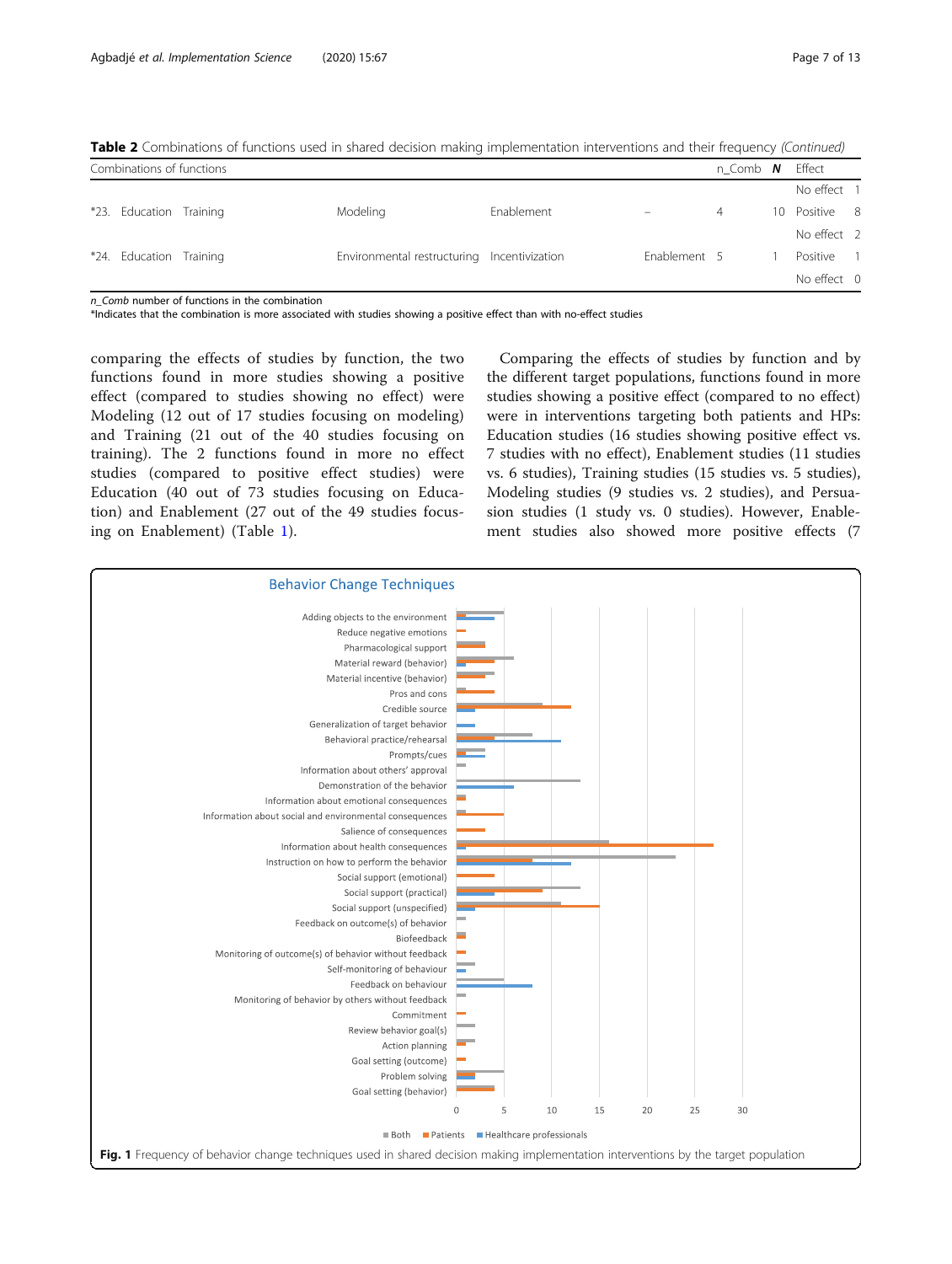**Table 2** Combinations of functions used in shared decision making implementation interventions and their frequency *(Continued)*

| Combinations of functions | | | | | | n_Comb | N | Effect | |
|---|---|---|---|---|---|---|---|---|---|
| | | | | | | | | No effect | 1 |
| *23. | Education | Training | Modeling | Enablement | – | 4 | 10 | Positive | 8 |
| | | | | | | | | No effect | 2 |
| *24. | Education | Training | Environmental restructuring | Incentivization | Enablement | 5 | 1 | Positive | 1 |
| | | | | | | | | No effect | 0 |

*n_Comb* number of functions in the combination
*Indicates that the combination is more associated with studies showing a positive effect than with no-effect studies

comparing the effects of studies by function, the two functions found in more studies showing a positive effect (compared to studies showing no effect) were Modeling (12 out of 17 studies focusing on modeling) and Training (21 out of the 40 studies focusing on training). The 2 functions found in more no effect studies (compared to positive effect studies) were Education (40 out of 73 studies focusing on Education) and Enablement (27 out of the 49 studies focusing on Enablement) (Table 1).

Comparing the effects of studies by function and by the different target populations, functions found in more studies showing a positive effect (compared to no effect) were in interventions targeting both patients and HPs: Education studies (16 studies showing positive effect vs. 7 studies with no effect), Enablement studies (11 studies vs. 6 studies), Training studies (15 studies vs. 5 studies), Modeling studies (9 studies vs. 2 studies), and Persuasion studies (1 study vs. 0 studies). However, Enablement studies also showed more positive effects (7

**Fig. 1** Frequency of behavior change techniques used in shared decision making implementation interventions by the target population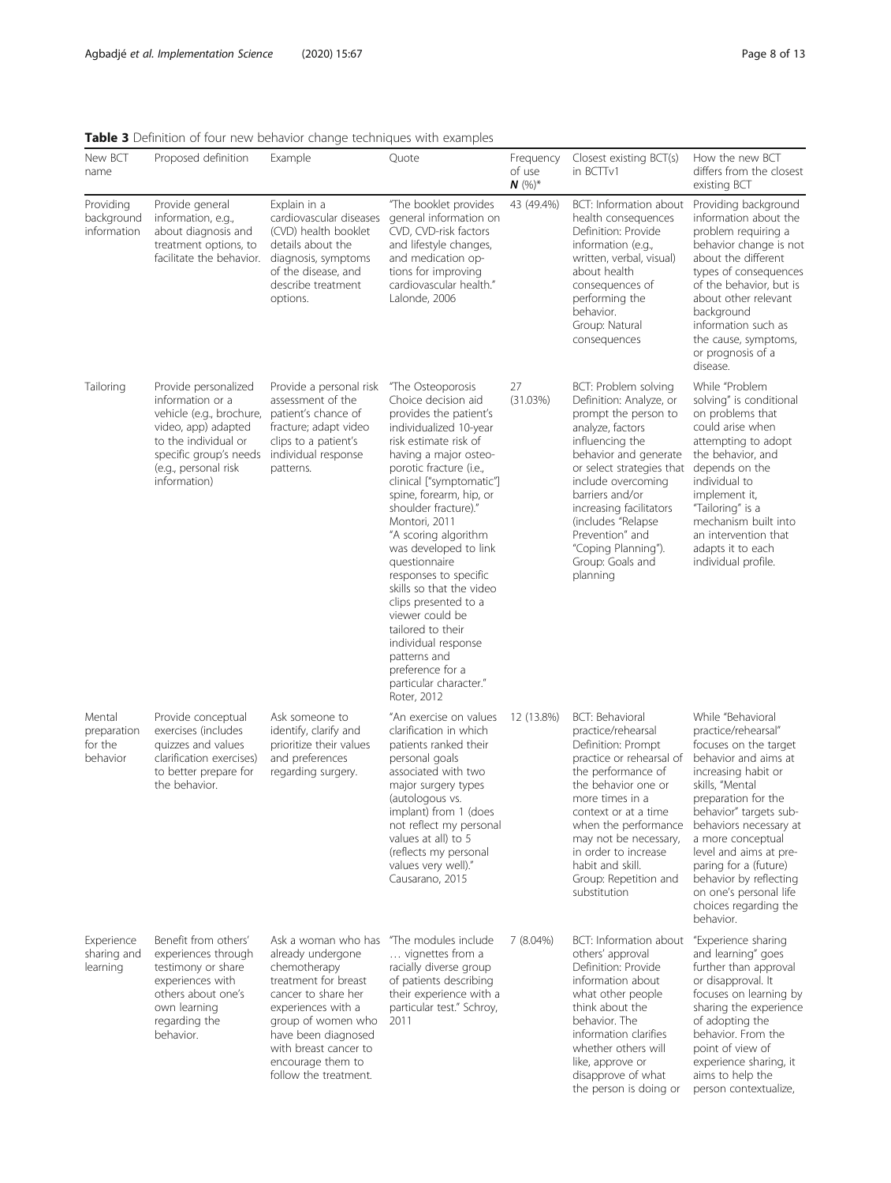**Table 3** Definition of four new behavior change techniques with examples

| New BCT name | Proposed definition | Example | Quote | Frequency of use ***N*** (%)* | Closest existing BCT(s) in BCTTv1 | How the new BCT differs from the closest existing BCT |
|---|---|---|---|---|---|---|
| Providing background information | Provide general information, e.g., about diagnosis and treatment options, to facilitate the behavior. | Explain in a cardiovascular diseases (CVD) health booklet details about the diagnosis, symptoms of the disease, and describe treatment options. | "The booklet provides general information on CVD, CVD-risk factors and lifestyle changes, and medication options for improving cardiovascular health." Lalonde, 2006 | 43 (49.4%) | BCT: Information about health consequences Definition: Provide information (e.g., written, verbal, visual) about health consequences of performing the behavior. Group: Natural consequences | Providing background information about the problem requiring a behavior change is not about the different types of consequences of the behavior, but is about other relevant background information such as the cause, symptoms, or prognosis of a disease. |
| Tailoring | Provide personalized information or a vehicle (e.g., brochure, video, app) adapted to the individual or specific group's needs (e.g., personal risk information) | Provide a personal risk assessment of the patient's chance of fracture; adapt video clips to a patient's individual response patterns. | "The Osteoporosis Choice decision aid provides the patient's individualized 10-year risk estimate risk of having a major osteoporotic fracture (i.e., clinical ["symptomatic"] spine, forearm, hip, or shoulder fracture)." Montori, 2011 "A scoring algorithm was developed to link questionnaire responses to specific skills so that the video clips presented to a viewer could be tailored to their individual response patterns and preference for a particular character." Roter, 2012 | 27 (31.03%) | BCT: Problem solving Definition: Analyze, or prompt the person to analyze, factors influencing the behavior and generate or select strategies that include overcoming barriers and/or increasing facilitators (includes "Relapse Prevention" and "Coping Planning"). Group: Goals and planning | While "Problem solving" is conditional on problems that could arise when attempting to adopt the behavior, and depends on the individual to implement it, "Tailoring" is a mechanism built into an intervention that adapts it to each individual profile. |
| Mental preparation for the behavior | Provide conceptual exercises (includes quizzes and values clarification exercises) to better prepare for the behavior. | Ask someone to identify, clarify and prioritize their values and preferences regarding surgery. | "An exercise on values clarification in which patients ranked their personal goals associated with two major surgery types (autologous vs. implant) from 1 (does not reflect my personal values at all) to 5 (reflects my personal values very well)." Causarano, 2015 | 12 (13.8%) | BCT: Behavioral practice/rehearsal Definition: Prompt practice or rehearsal of the performance of the behavior one or more times in a context or at a time when the performance may not be necessary, in order to increase habit and skill. Group: Repetition and substitution | While "Behavioral practice/rehearsal" focuses on the target behavior and aims at increasing habit or skills, "Mental preparation for the behavior" targets sub-behaviors necessary at a more conceptual level and aims at preparing for a (future) behavior by reflecting on one's personal life choices regarding the behavior. |
| Experience sharing and learning | Benefit from others' experiences through testimony or share experiences with others about one's own learning regarding the behavior. | Ask a woman who has already undergone chemotherapy treatment for breast cancer to share her experiences with a group of women who have been diagnosed with breast cancer to encourage them to follow the treatment. | "The modules include … vignettes from a racially diverse group of patients describing their experience with a particular test." Schroy, 2011 | 7 (8.04%) | BCT: Information about others' approval Definition: Provide information about what other people think about the behavior. The information clarifies whether others will like, approve or disapprove of what the person is doing or | "Experience sharing and learning" goes further than approval or disapproval. It focuses on learning by sharing the experience of adopting the behavior. From the point of view of experience sharing, it aims to help the person contextualize, |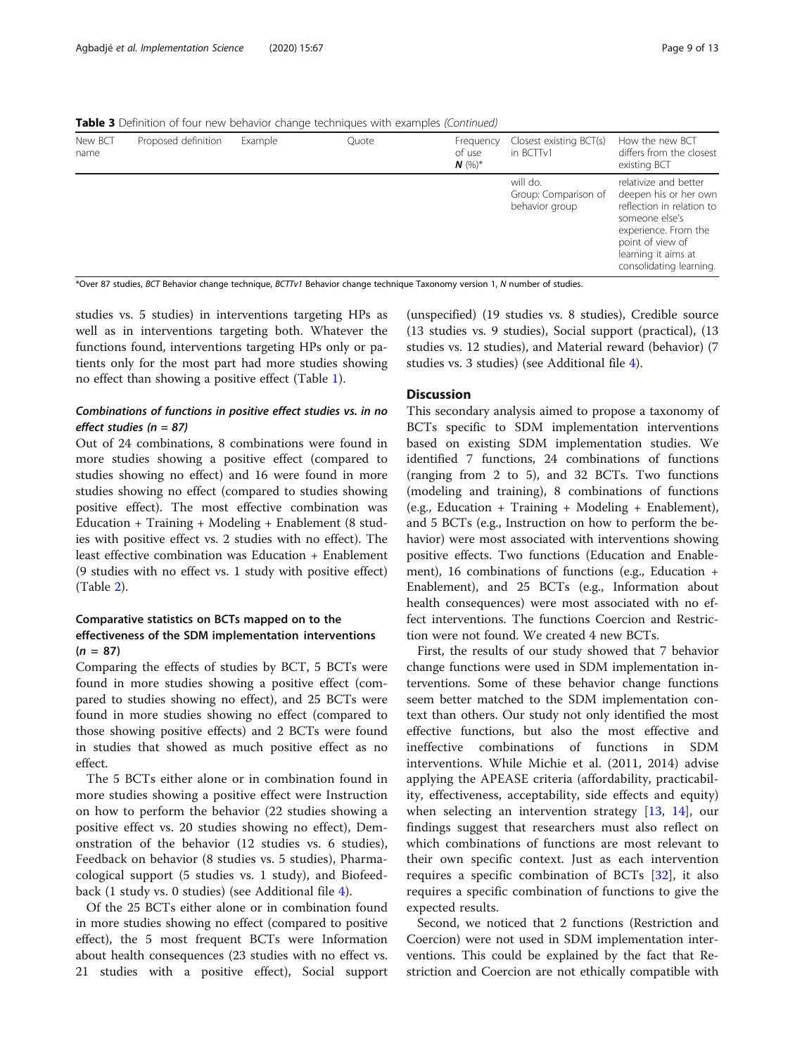**Table 3** Definition of four new behavior change techniques with examples *(Continued)*

| New BCT name | Proposed definition | Example | Quote | Frequency of use **N** (%)* | Closest existing BCT(s) in BCTTv1 | How the new BCT differs from the closest existing BCT |
|---|---|---|---|---|---|---|
| | | | | | will do. Group: Comparison of behavior group | relativize and better deepen his or her own reflection in relation to someone else's experience. From the point of view of learning it aims at consolidating learning. |

*Over 87 studies, *BCT* Behavior change technique, *BCTTv1* Behavior change technique Taxonomy version 1, *N* number of studies.

studies vs. 5 studies) in interventions targeting HPs as well as in interventions targeting both. Whatever the functions found, interventions targeting HPs only or patients only for the most part had more studies showing no effect than showing a positive effect (Table 1).

### *Combinations of functions in positive effect studies vs. in no effect studies (n = 87)*

Out of 24 combinations, 8 combinations were found in more studies showing a positive effect (compared to studies showing no effect) and 16 were found in more studies showing no effect (compared to studies showing positive effect). The most effective combination was Education + Training + Modeling + Enablement (8 studies with positive effect vs. 2 studies with no effect). The least effective combination was Education + Enablement (9 studies with no effect vs. 1 study with positive effect) (Table 2).

### Comparative statistics on BCTs mapped on to the effectiveness of the SDM implementation interventions (n = 87)

Comparing the effects of studies by BCT, 5 BCTs were found in more studies showing a positive effect (compared to studies showing no effect), and 25 BCTs were found in more studies showing no effect (compared to those showing positive effects) and 2 BCTs were found in studies that showed as much positive effect as no effect.

The 5 BCTs either alone or in combination found in more studies showing a positive effect were Instruction on how to perform the behavior (22 studies showing a positive effect vs. 20 studies showing no effect), Demonstration of the behavior (12 studies vs. 6 studies), Feedback on behavior (8 studies vs. 5 studies), Pharmacological support (5 studies vs. 1 study), and Biofeedback (1 study vs. 0 studies) (see Additional file 4).

Of the 25 BCTs either alone or in combination found in more studies showing no effect (compared to positive effect), the 5 most frequent BCTs were Information about health consequences (23 studies with no effect vs. 21 studies with a positive effect), Social support (unspecified) (19 studies vs. 8 studies), Credible source (13 studies vs. 9 studies), Social support (practical), (13 studies vs. 12 studies), and Material reward (behavior) (7 studies vs. 3 studies) (see Additional file 4).

## Discussion

This secondary analysis aimed to propose a taxonomy of BCTs specific to SDM implementation interventions based on existing SDM implementation studies. We identified 7 functions, 24 combinations of functions (ranging from 2 to 5), and 32 BCTs. Two functions (modeling and training), 8 combinations of functions (e.g., Education + Training + Modeling + Enablement), and 5 BCTs (e.g., Instruction on how to perform the behavior) were most associated with interventions showing positive effects. Two functions (Education and Enablement), 16 combinations of functions (e.g., Education + Enablement), and 25 BCTs (e.g., Information about health consequences) were most associated with no effect interventions. The functions Coercion and Restriction were not found. We created 4 new BCTs.

First, the results of our study showed that 7 behavior change functions were used in SDM implementation interventions. Some of these behavior change functions seem better matched to the SDM implementation context than others. Our study not only identified the most effective functions, but also the most effective and ineffective combinations of functions in SDM interventions. While Michie et al. (2011, 2014) advise applying the APEASE criteria (affordability, practicability, effectiveness, acceptability, side effects and equity) when selecting an intervention strategy [13, 14], our findings suggest that researchers must also reflect on which combinations of functions are most relevant to their own specific context. Just as each intervention requires a specific combination of BCTs [32], it also requires a specific combination of functions to give the expected results.

Second, we noticed that 2 functions (Restriction and Coercion) were not used in SDM implementation interventions. This could be explained by the fact that Restriction and Coercion are not ethically compatible with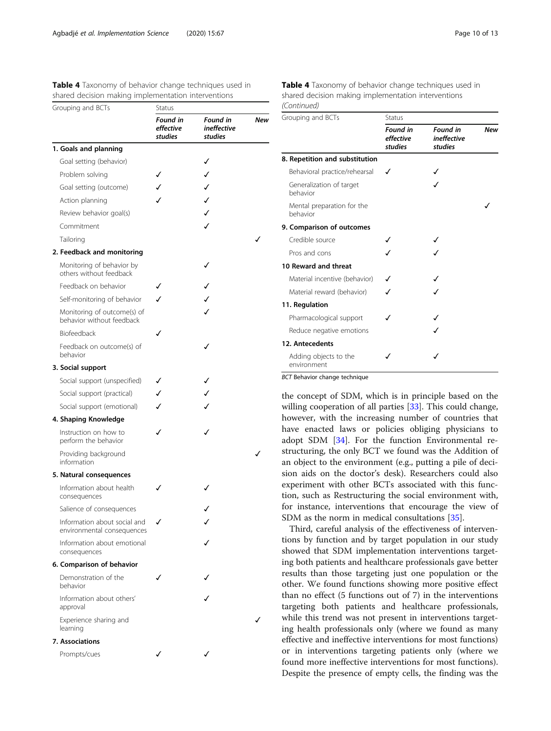**Table 4** Taxonomy of behavior change techniques used in shared decision making implementation interventions

| Grouping and BCTs | Status | | |
|---|---|---|---|
| | *Found in effective studies* | *Found in ineffective studies* | *New* |
| **1. Goals and planning** | | | |
| Goal setting (behavior) | | ✓ | |
| Problem solving | ✓ | ✓ | |
| Goal setting (outcome) | ✓ | ✓ | |
| Action planning | ✓ | ✓ | |
| Review behavior goal(s) | | ✓ | |
| Commitment | | ✓ | |
| Tailoring | | | ✓ |
| **2. Feedback and monitoring** | | | |
| Monitoring of behavior by others without feedback | | ✓ | |
| Feedback on behavior | ✓ | ✓ | |
| Self-monitoring of behavior | ✓ | ✓ | |
| Monitoring of outcome(s) of behavior without feedback | | ✓ | |
| Biofeedback | ✓ | | |
| Feedback on outcome(s) of behavior | | ✓ | |
| **3. Social support** | | | |
| Social support (unspecified) | ✓ | ✓ | |
| Social support (practical) | ✓ | ✓ | |
| Social support (emotional) | ✓ | ✓ | |
| **4. Shaping Knowledge** | | | |
| Instruction on how to perform the behavior | ✓ | ✓ | |
| Providing background information | | | ✓ |
| **5. Natural consequences** | | | |
| Information about health consequences | ✓ | ✓ | |
| Salience of consequences | | ✓ | |
| Information about social and environmental consequences | ✓ | ✓ | |
| Information about emotional consequences | | ✓ | |
| **6. Comparison of behavior** | | | |
| Demonstration of the behavior | ✓ | ✓ | |
| Information about others' approval | | ✓ | |
| Experience sharing and learning | | | ✓ |
| **7. Associations** | | | |
| Prompts/cues | ✓ | ✓ | |
| **8. Repetition and substitution** | | | |
| Behavioral practice/rehearsal | ✓ | ✓ | |
| Generalization of target behavior | | ✓ | |
| Mental preparation for the behavior | | | ✓ |
| **9. Comparison of outcomes** | | | |
| Credible source | ✓ | ✓ | |
| Pros and cons | ✓ | ✓ | |
| **10 Reward and threat** | | | |
| Material incentive (behavior) | ✓ | ✓ | |
| Material reward (behavior) | ✓ | ✓ | |
| **11. Regulation** | | | |
| Pharmacological support | ✓ | ✓ | |
| Reduce negative emotions | | ✓ | |
| **12. Antecedents** | | | |
| Adding objects to the environment | ✓ | ✓ | |

*BCT* Behavior change technique

the concept of SDM, which is in principle based on the willing cooperation of all parties [33]. This could change, however, with the increasing number of countries that have enacted laws or policies obliging physicians to adopt SDM [34]. For the function Environmental restructuring, the only BCT we found was the Addition of an object to the environment (e.g., putting a pile of decision aids on the doctor's desk). Researchers could also experiment with other BCTs associated with this function, such as Restructuring the social environment with, for instance, interventions that encourage the view of SDM as the norm in medical consultations [35].

Third, careful analysis of the effectiveness of interventions by function and by target population in our study showed that SDM implementation interventions targeting both patients and healthcare professionals gave better results than those targeting just one population or the other. We found functions showing more positive effect than no effect (5 functions out of 7) in the interventions targeting both patients and healthcare professionals, while this trend was not present in interventions targeting health professionals only (where we found as many effective and ineffective interventions for most functions) or in interventions targeting patients only (where we found more ineffective interventions for most functions). Despite the presence of empty cells, the finding was the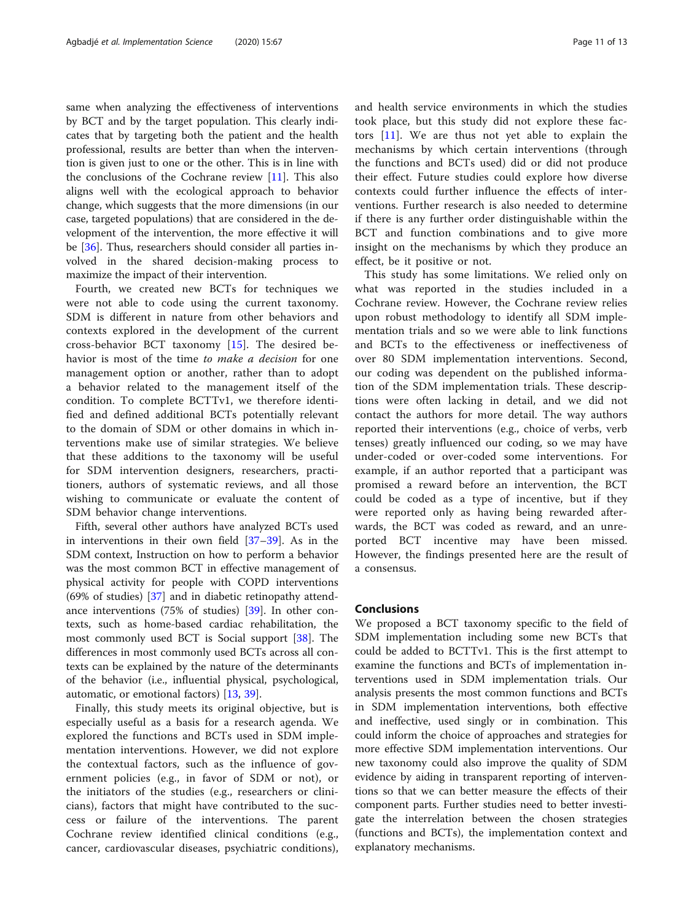same when analyzing the effectiveness of interventions by BCT and by the target population. This clearly indicates that by targeting both the patient and the health professional, results are better than when the intervention is given just to one or the other. This is in line with the conclusions of the Cochrane review [11]. This also aligns well with the ecological approach to behavior change, which suggests that the more dimensions (in our case, targeted populations) that are considered in the development of the intervention, the more effective it will be [36]. Thus, researchers should consider all parties involved in the shared decision-making process to maximize the impact of their intervention.

Fourth, we created new BCTs for techniques we were not able to code using the current taxonomy. SDM is different in nature from other behaviors and contexts explored in the development of the current cross-behavior BCT taxonomy [15]. The desired behavior is most of the time *to make a decision* for one management option or another, rather than to adopt a behavior related to the management itself of the condition. To complete BCTTv1, we therefore identified and defined additional BCTs potentially relevant to the domain of SDM or other domains in which interventions make use of similar strategies. We believe that these additions to the taxonomy will be useful for SDM intervention designers, researchers, practitioners, authors of systematic reviews, and all those wishing to communicate or evaluate the content of SDM behavior change interventions.

Fifth, several other authors have analyzed BCTs used in interventions in their own field [37–39]. As in the SDM context, Instruction on how to perform a behavior was the most common BCT in effective management of physical activity for people with COPD interventions (69% of studies) [37] and in diabetic retinopathy attendance interventions (75% of studies) [39]. In other contexts, such as home-based cardiac rehabilitation, the most commonly used BCT is Social support [38]. The differences in most commonly used BCTs across all contexts can be explained by the nature of the determinants of the behavior (i.e., influential physical, psychological, automatic, or emotional factors) [13, 39].

Finally, this study meets its original objective, but is especially useful as a basis for a research agenda. We explored the functions and BCTs used in SDM implementation interventions. However, we did not explore the contextual factors, such as the influence of government policies (e.g., in favor of SDM or not), or the initiators of the studies (e.g., researchers or clinicians), factors that might have contributed to the success or failure of the interventions. The parent Cochrane review identified clinical conditions (e.g., cancer, cardiovascular diseases, psychiatric conditions), and health service environments in which the studies took place, but this study did not explore these factors [11]. We are thus not yet able to explain the mechanisms by which certain interventions (through the functions and BCTs used) did or did not produce their effect. Future studies could explore how diverse contexts could further influence the effects of interventions. Further research is also needed to determine if there is any further order distinguishable within the BCT and function combinations and to give more insight on the mechanisms by which they produce an effect, be it positive or not.

This study has some limitations. We relied only on what was reported in the studies included in a Cochrane review. However, the Cochrane review relies upon robust methodology to identify all SDM implementation trials and so we were able to link functions and BCTs to the effectiveness or ineffectiveness of over 80 SDM implementation interventions. Second, our coding was dependent on the published information of the SDM implementation trials. These descriptions were often lacking in detail, and we did not contact the authors for more detail. The way authors reported their interventions (e.g., choice of verbs, verb tenses) greatly influenced our coding, so we may have under-coded or over-coded some interventions. For example, if an author reported that a participant was promised a reward before an intervention, the BCT could be coded as a type of incentive, but if they were reported only as having being rewarded afterwards, the BCT was coded as reward, and an unreported BCT incentive may have been missed. However, the findings presented here are the result of a consensus.

## Conclusions

We proposed a BCT taxonomy specific to the field of SDM implementation including some new BCTs that could be added to BCTTv1. This is the first attempt to examine the functions and BCTs of implementation interventions used in SDM implementation trials. Our analysis presents the most common functions and BCTs in SDM implementation interventions, both effective and ineffective, used singly or in combination. This could inform the choice of approaches and strategies for more effective SDM implementation interventions. Our new taxonomy could also improve the quality of SDM evidence by aiding in transparent reporting of interventions so that we can better measure the effects of their component parts. Further studies need to better investigate the interrelation between the chosen strategies (functions and BCTs), the implementation context and explanatory mechanisms.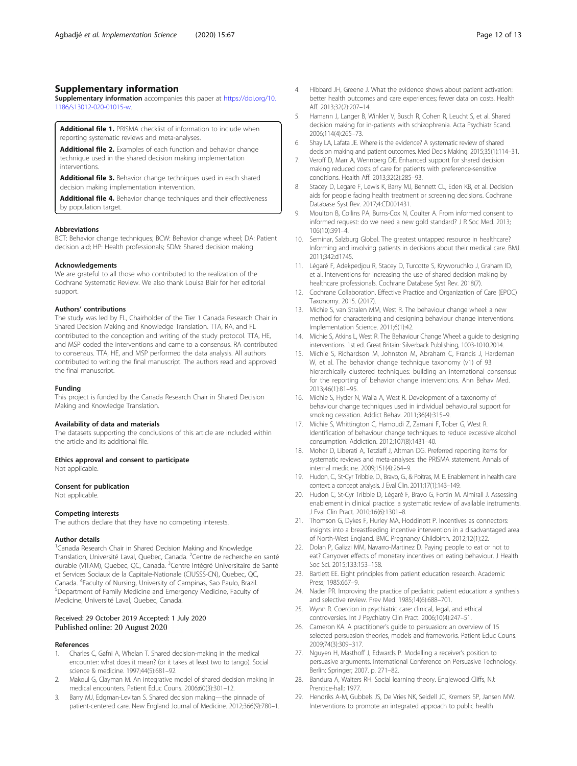## Supplementary information

**Supplementary information** accompanies this paper at https://doi.org/10.1186/s13012-020-01015-w.

**Additional file 1.** PRISMA checklist of information to include when reporting systematic reviews and meta-analyses.

**Additional file 2.** Examples of each function and behavior change technique used in the shared decision making implementation interventions.

**Additional file 3.** Behavior change techniques used in each shared decision making implementation intervention.

**Additional file 4.** Behavior change techniques and their effectiveness by population target.

### Abbreviations

BCT: Behavior change techniques; BCW: Behavior change wheel; DA: Patient decision aid; HP: Health professionals; SDM: Shared decision making

### Acknowledgements

We are grateful to all those who contributed to the realization of the Cochrane Systematic Review. We also thank Louisa Blair for her editorial support.

### Authors' contributions

The study was led by FL, Chairholder of the Tier 1 Canada Research Chair in Shared Decision Making and Knowledge Translation. TTA, RA, and FL contributed to the conception and writing of the study protocol. TTA, HE, and MSP coded the interventions and came to a consensus. RA contributed to consensus. TTA, HE, and MSP performed the data analysis. All authors contributed to writing the final manuscript. The authors read and approved the final manuscript.

### Funding

This project is funded by the Canada Research Chair in Shared Decision Making and Knowledge Translation.

### Availability of data and materials

The datasets supporting the conclusions of this article are included within the article and its additional file.

### Ethics approval and consent to participate

Not applicable.

### Consent for publication

Not applicable.

### Competing interests

The authors declare that they have no competing interests.

### Author details

[1]Canada Research Chair in Shared Decision Making and Knowledge Translation, Université Laval, Quebec, Canada. [2]Centre de recherche en santé durable (VITAM), Quebec, QC, Canada. [3]Centre Intégré Universitaire de Santé et Services Sociaux de la Capitale-Nationale (CIUSSS-CN), Quebec, QC, Canada. [4]Faculty of Nursing, University of Campinas, Sao Paulo, Brazil. [5]Department of Family Medicine and Emergency Medicine, Faculty of Medicine, Université Laval, Quebec, Canada.

Received: 29 October 2019 Accepted: 1 July 2020
Published online: 20 August 2020

### References

1. Charles C, Gafni A, Whelan T. Shared decision-making in the medical encounter: what does it mean? (or it takes at least two to tango). Social science & medicine. 1997;44(5):681–92.
2. Makoul G, Clayman M. An integrative model of shared decision making in medical encounters. Patient Educ Couns. 2006;60(3):301–12.
3. Barry MJ, Edgman-Levitan S. Shared decision making—the pinnacle of patient-centered care. New England Journal of Medicine. 2012;366(9):780–1.
4. Hibbard JH, Greene J. What the evidence shows about patient activation: better health outcomes and care experiences; fewer data on costs. Health Aff. 2013;32(2):207–14.
5. Hamann J, Langer B, Winkler V, Busch R, Cohen R, Leucht S, et al. Shared decision making for in-patients with schizophrenia. Acta Psychiatr Scand. 2006;114(4):265–73.
6. Shay LA, Lafata JE. Where is the evidence? A systematic review of shared decision making and patient outcomes. Med Decis Making. 2015;35(1):114–31.
7. Veroff D, Marr A, Wennberg DE. Enhanced support for shared decision making reduced costs of care for patients with preference-sensitive conditions. Health Aff. 2013;32(2):285–93.
8. Stacey D, Legare F, Lewis K, Barry MJ, Bennett CL, Eden KB, et al. Decision aids for people facing health treatment or screening decisions. Cochrane Database Syst Rev. 2017;4:CD001431.
9. Moulton B, Collins PA, Burns-Cox N, Coulter A. From informed consent to informed request: do we need a new gold standard? J R Soc Med. 2013;106(10):391–4.
10. Seminar, Salzburg Global. The greatest untapped resource in healthcare? Informing and involving patients in decisions about their medical care. BMJ. 2011;342:d1745.
11. Légaré F, Adekpedjou R, Stacey D, Turcotte S, Kryworuchko J, Graham ID, et al. Interventions for increasing the use of shared decision making by healthcare professionals. Cochrane Database Syst Rev. 2018(7).
12. Cochrane Collaboration. Effective Practice and Organization of Care (EPOC) Taxonomy. 2015. (2017).
13. Michie S, van Stralen MM, West R. The behaviour change wheel: a new method for characterising and designing behaviour change interventions. Implementation Science. 2011;6(1):42.
14. Michie S, Atkins L, West R. The Behaviour Change Wheel: a guide to designing interventions. 1st ed. Great Britain: Silverback Publishing, 1003-1010.2014.
15. Michie S, Richardson M, Johnston M, Abraham C, Francis J, Hardeman W, et al. The behavior change technique taxonomy (v1) of 93 hierarchically clustered techniques: building an international consensus for the reporting of behavior change interventions. Ann Behav Med. 2013;46(1):81–95.
16. Michie S, Hyder N, Walia A, West R. Development of a taxonomy of behaviour change techniques used in individual behavioural support for smoking cessation. Addict Behav. 2011;36(4):315–9.
17. Michie S, Whittington C, Hamoudi Z, Zarnani F, Tober G, West R. Identification of behaviour change techniques to reduce excessive alcohol consumption. Addiction. 2012;107(8):1431–40.
18. Moher D, Liberati A, Tetzlaff J, Altman DG. Preferred reporting items for systematic reviews and meta-analyses: the PRISMA statement. Annals of internal medicine. 2009;151(4):264–9.
19. Hudon, C., St-Cyr Tribble, D., Bravo, G., & Poitras, M. E. Enablement in health care context: a concept analysis. J Eval Clin. 2011;17(1):143–149.
20. Hudon C, St-Cyr Tribble D, Légaré F, Bravo G, Fortin M. Almirall J. Assessing enablement in clinical practice: a systematic review of available instruments. J Eval Clin Pract. 2010;16(6):1301–8.
21. Thomson G, Dykes F, Hurley MA, Hoddinott P. Incentives as connectors: insights into a breastfeeding incentive intervention in a disadvantaged area of North-West England. BMC Pregnancy Childbirth. 2012;12(1):22.
22. Dolan P, Galizzi MM, Navarro-Martinez D. Paying people to eat or not to eat? Carryover effects of monetary incentives on eating behaviour. J Health Soc Sci. 2015;133:153–158.
23. Bartlett EE. Eight principles from patient education research. Academic Press; 1985:667–9.
24. Nader PR. Improving the practice of pediatric patient education: a synthesis and selective review. Prev Med. 1985;14(6):688–701.
25. Wynn R. Coercion in psychiatric care: clinical, legal, and ethical controversies. Int J Psychiatry Clin Pract. 2006;10(4):247–51.
26. Cameron KA. A practitioner's guide to persuasion: an overview of 15 selected persuasion theories, models and frameworks. Patient Educ Couns. 2009;74(3):309–317.
27. Nguyen H, Masthoff J, Edwards P. Modelling a receiver's position to persuasive arguments. International Conference on Persuasive Technology. Berlin: Springer; 2007. p. 271–82.
28. Bandura A, Walters RH. Social learning theory. Englewood Cliffs, NJ: Prentice-hall; 1977.
29. Hendriks A-M, Gubbels JS, De Vries NK, Seidell JC, Kremers SP, Jansen MW. Interventions to promote an integrated approach to public health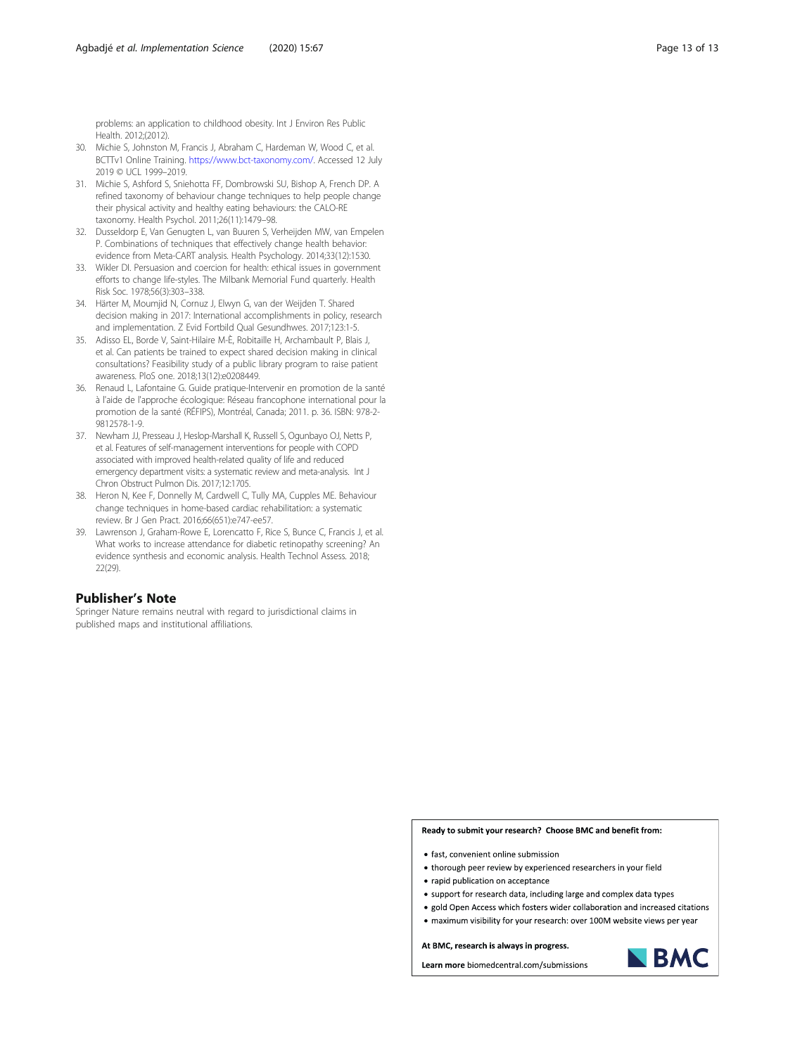problems: an application to childhood obesity. Int J Environ Res Public Health. 2012;(2012).

30. Michie S, Johnston M, Francis J, Abraham C, Hardeman W, Wood C, et al. BCTTv1 Online Training. https://www.bct-taxonomy.com/. Accessed 12 July 2019 © UCL 1999–2019.
31. Michie S, Ashford S, Sniehotta FF, Dombrowski SU, Bishop A, French DP. A refined taxonomy of behaviour change techniques to help people change their physical activity and healthy eating behaviours: the CALO-RE taxonomy. Health Psychol. 2011;26(11):1479–98.
32. Dusseldorp E, Van Genugten L, van Buuren S, Verheijden MW, van Empelen P. Combinations of techniques that effectively change health behavior: evidence from Meta-CART analysis. Health Psychology. 2014;33(12):1530.
33. Wikler DI. Persuasion and coercion for health: ethical issues in government efforts to change life-styles. The Milbank Memorial Fund quarterly. Health Risk Soc. 1978;56(3):303–338.
34. Härter M, Moumjid N, Cornuz J, Elwyn G, van der Weijden T. Shared decision making in 2017: International accomplishments in policy, research and implementation. Z Evid Fortbild Qual Gesundhwes. 2017;123:1-5.
35. Adisso EL, Borde V, Saint-Hilaire M-È, Robitaille H, Archambault P, Blais J, et al. Can patients be trained to expect shared decision making in clinical consultations? Feasibility study of a public library program to raise patient awareness. PloS one. 2018;13(12):e0208449.
36. Renaud L, Lafontaine G. Guide pratique-Intervenir en promotion de la santé à l'aide de l'approche écologique: Réseau francophone international pour la promotion de la santé (RÉFIPS), Montréal, Canada; 2011. p. 36. ISBN: 978-2-9812578-1-9.
37. Newham JJ, Presseau J, Heslop-Marshall K, Russell S, Ogunbayo OJ, Netts P, et al. Features of self-management interventions for people with COPD associated with improved health-related quality of life and reduced emergency department visits: a systematic review and meta-analysis. Int J Chron Obstruct Pulmon Dis. 2017;12:1705.
38. Heron N, Kee F, Donnelly M, Cardwell C, Tully MA, Cupples ME. Behaviour change techniques in home-based cardiac rehabilitation: a systematic review. Br J Gen Pract. 2016;66(651):e747-ee57.
39. Lawrenson J, Graham-Rowe E, Lorencatto F, Rice S, Bunce C, Francis J, et al. What works to increase attendance for diabetic retinopathy screening? An evidence synthesis and economic analysis. Health Technol Assess. 2018; 22(29).

## Publisher's Note

Springer Nature remains neutral with regard to jurisdictional claims in published maps and institutional affiliations.

**Ready to submit your research? Choose BMC and benefit from:**

- fast, convenient online submission
- thorough peer review by experienced researchers in your field
- rapid publication on acceptance
- support for research data, including large and complex data types
- gold Open Access which fosters wider collaboration and increased citations
- maximum visibility for your research: over 100M website views per year

**At BMC, research is always in progress.**

**Learn more** biomedcentral.com/submissions

BMC